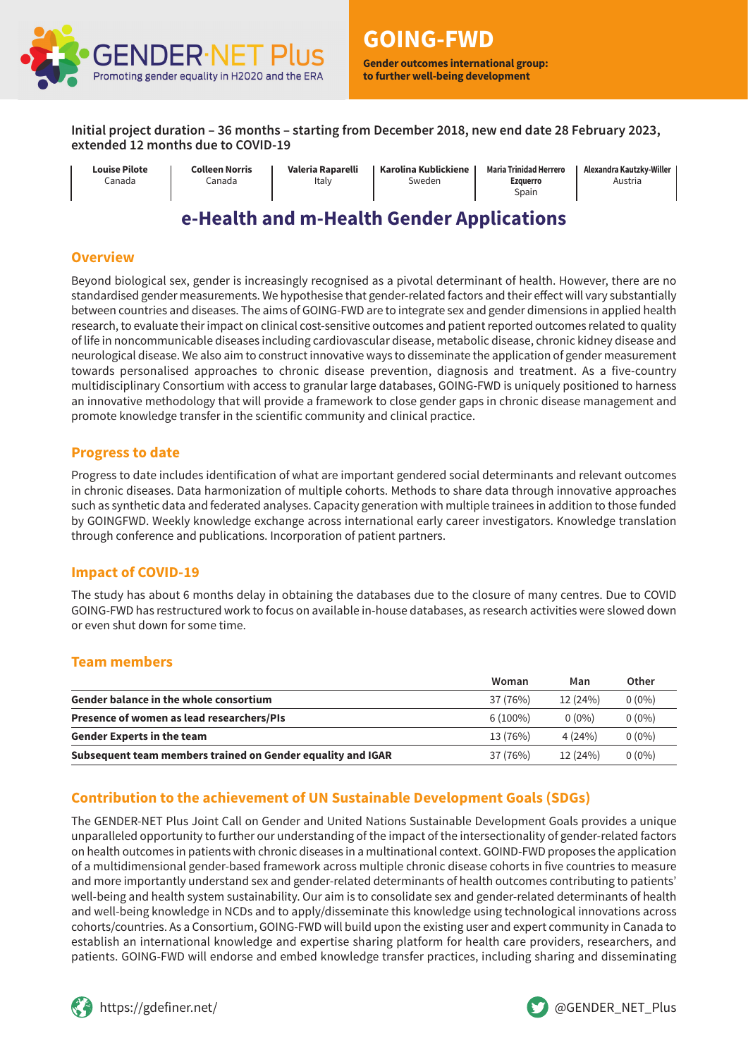GENDER·NET Plus
Promoting gender equality in H2020 and the ERA

# GOING-FWD

**Gender outcomes international group: to further well-being development**

**Initial project duration – 36 months – starting from December 2018, new end date 28 February 2023, extended 12 months due to COVID-19**

| **Louise Pilote** | **Colleen Norris** | **Valeria Raparelli** | **Karolina Kublickiene** | **Maria Trinidad Herrero Ezquerro** | **Alexandra Kautzky-Willer** |
|---|---|---|---|---|---|
| Canada | Canada | Italy | Sweden | Spain | Austria |

## e-Health and m-Health Gender Applications

### Overview

Beyond biological sex, gender is increasingly recognised as a pivotal determinant of health. However, there are no standardised gender measurements. We hypothesise that gender-related factors and their effect will vary substantially between countries and diseases. The aims of GOING-FWD are to integrate sex and gender dimensions in applied health research, to evaluate their impact on clinical cost-sensitive outcomes and patient reported outcomes related to quality of life in noncommunicable diseases including cardiovascular disease, metabolic disease, chronic kidney disease and neurological disease. We also aim to construct innovative ways to disseminate the application of gender measurement towards personalised approaches to chronic disease prevention, diagnosis and treatment. As a five-country multidisciplinary Consortium with access to granular large databases, GOING-FWD is uniquely positioned to harness an innovative methodology that will provide a framework to close gender gaps in chronic disease management and promote knowledge transfer in the scientific community and clinical practice.

### Progress to date

Progress to date includes identification of what are important gendered social determinants and relevant outcomes in chronic diseases. Data harmonization of multiple cohorts. Methods to share data through innovative approaches such as synthetic data and federated analyses. Capacity generation with multiple trainees in addition to those funded by GOINGFWD. Weekly knowledge exchange across international early career investigators. Knowledge translation through conference and publications. Incorporation of patient partners.

### Impact of COVID-19

The study has about 6 months delay in obtaining the databases due to the closure of many centres. Due to COVID GOING-FWD has restructured work to focus on available in-house databases, as research activities were slowed down or even shut down for some time.

### Team members

| | Woman | Man | Other |
|---|---|---|---|
| **Gender balance in the whole consortium** | 37 (76%) | 12 (24%) | 0 (0%) |
| **Presence of women as lead researchers/PIs** | 6 (100%) | 0 (0%) | 0 (0%) |
| **Gender Experts in the team** | 13 (76%) | 4 (24%) | 0 (0%) |
| **Subsequent team members trained on Gender equality and IGAR** | 37 (76%) | 12 (24%) | 0 (0%) |

### Contribution to the achievement of UN Sustainable Development Goals (SDGs)

The GENDER-NET Plus Joint Call on Gender and United Nations Sustainable Development Goals provides a unique unparalleled opportunity to further our understanding of the impact of the intersectionality of gender-related factors on health outcomes in patients with chronic diseases in a multinational context. GOIND-FWD proposes the application of a multidimensional gender-based framework across multiple chronic disease cohorts in five countries to measure and more importantly understand sex and gender-related determinants of health outcomes contributing to patients' well-being and health system sustainability. Our aim is to consolidate sex and gender-related determinants of health and well-being knowledge in NCDs and to apply/disseminate this knowledge using technological innovations across cohorts/countries. As a Consortium, GOING-FWD will build upon the existing user and expert community in Canada to establish an international knowledge and expertise sharing platform for health care providers, researchers, and patients. GOING-FWD will endorse and embed knowledge transfer practices, including sharing and disseminating

https://gdefiner.net/ @GENDER_NET_Plus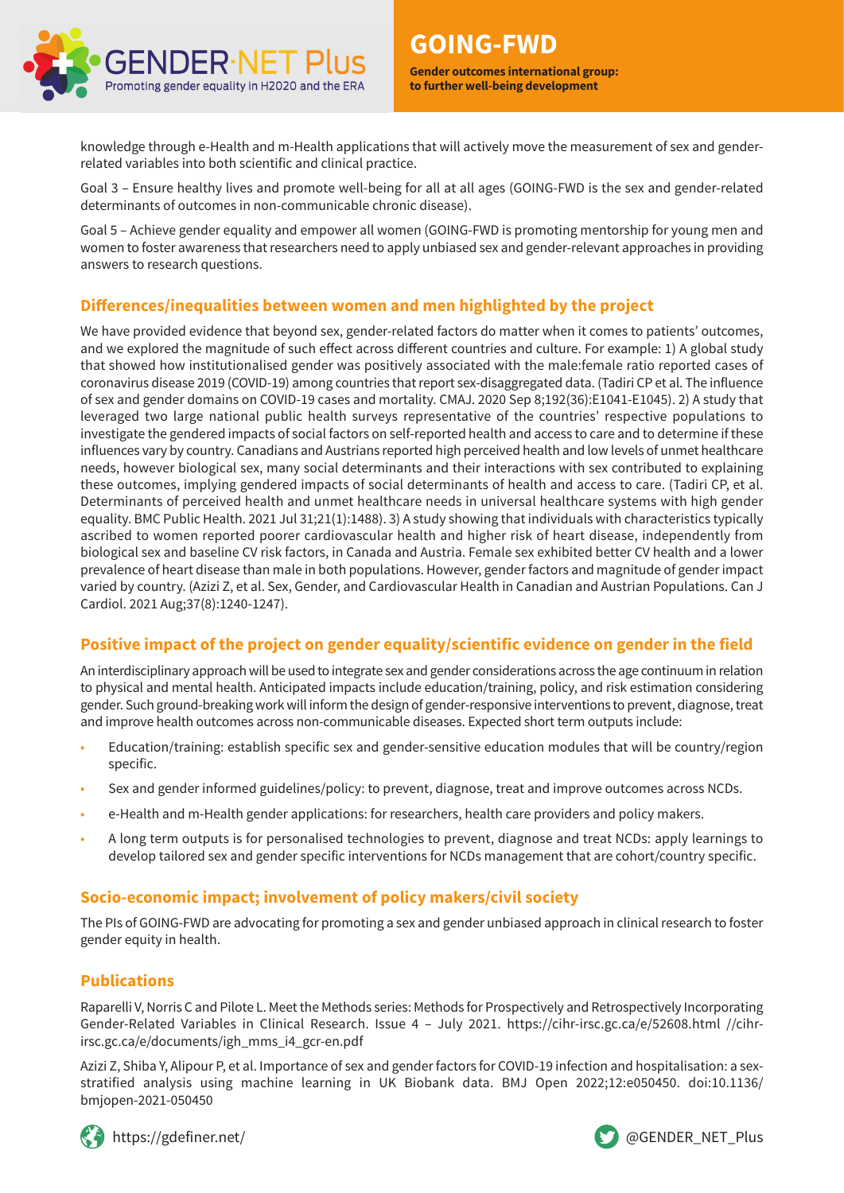knowledge through e-Health and m-Health applications that will actively move the measurement of sex and gender-related variables into both scientific and clinical practice.

Goal 3 – Ensure healthy lives and promote well-being for all at all ages (GOING-FWD is the sex and gender-related determinants of outcomes in non-communicable chronic disease).

Goal 5 – Achieve gender equality and empower all women (GOING-FWD is promoting mentorship for young men and women to foster awareness that researchers need to apply unbiased sex and gender-relevant approaches in providing answers to research questions.

## Differences/inequalities between women and men highlighted by the project

We have provided evidence that beyond sex, gender-related factors do matter when it comes to patients' outcomes, and we explored the magnitude of such effect across different countries and culture. For example: 1) A global study that showed how institutionalised gender was positively associated with the male:female ratio reported cases of coronavirus disease 2019 (COVID-19) among countries that report sex-disaggregated data. (Tadiri CP et al. The influence of sex and gender domains on COVID-19 cases and mortality. CMAJ. 2020 Sep 8;192(36):E1041-E1045). 2) A study that leveraged two large national public health surveys representative of the countries' respective populations to investigate the gendered impacts of social factors on self-reported health and access to care and to determine if these influences vary by country. Canadians and Austrians reported high perceived health and low levels of unmet healthcare needs, however biological sex, many social determinants and their interactions with sex contributed to explaining these outcomes, implying gendered impacts of social determinants of health and access to care. (Tadiri CP, et al. Determinants of perceived health and unmet healthcare needs in universal healthcare systems with high gender equality. BMC Public Health. 2021 Jul 31;21(1):1488). 3) A study showing that individuals with characteristics typically ascribed to women reported poorer cardiovascular health and higher risk of heart disease, independently from biological sex and baseline CV risk factors, in Canada and Austria. Female sex exhibited better CV health and a lower prevalence of heart disease than male in both populations. However, gender factors and magnitude of gender impact varied by country. (Azizi Z, et al. Sex, Gender, and Cardiovascular Health in Canadian and Austrian Populations. Can J Cardiol. 2021 Aug;37(8):1240-1247).

## Positive impact of the project on gender equality/scientific evidence on gender in the field

An interdisciplinary approach will be used to integrate sex and gender considerations across the age continuum in relation to physical and mental health. Anticipated impacts include education/training, policy, and risk estimation considering gender. Such ground-breaking work will inform the design of gender-responsive interventions to prevent, diagnose, treat and improve health outcomes across non-communicable diseases. Expected short term outputs include:

- Education/training: establish specific sex and gender-sensitive education modules that will be country/region specific.
- Sex and gender informed guidelines/policy: to prevent, diagnose, treat and improve outcomes across NCDs.
- e-Health and m-Health gender applications: for researchers, health care providers and policy makers.
- A long term outputs is for personalised technologies to prevent, diagnose and treat NCDs: apply learnings to develop tailored sex and gender specific interventions for NCDs management that are cohort/country specific.

## Socio-economic impact; involvement of policy makers/civil society

The PIs of GOING-FWD are advocating for promoting a sex and gender unbiased approach in clinical research to foster gender equity in health.

## Publications

Raparelli V, Norris C and Pilote L. Meet the Methods series: Methods for Prospectively and Retrospectively Incorporating Gender-Related Variables in Clinical Research. Issue 4 – July 2021. https://cihr-irsc.gc.ca/e/52608.html //cihr-irsc.gc.ca/e/documents/igh_mms_i4_gcr-en.pdf

Azizi Z, Shiba Y, Alipour P, et al. Importance of sex and gender factors for COVID-19 infection and hospitalisation: a sex-stratified analysis using machine learning in UK Biobank data. BMJ Open 2022;12:e050450. doi:10.1136/bmjopen-2021-050450